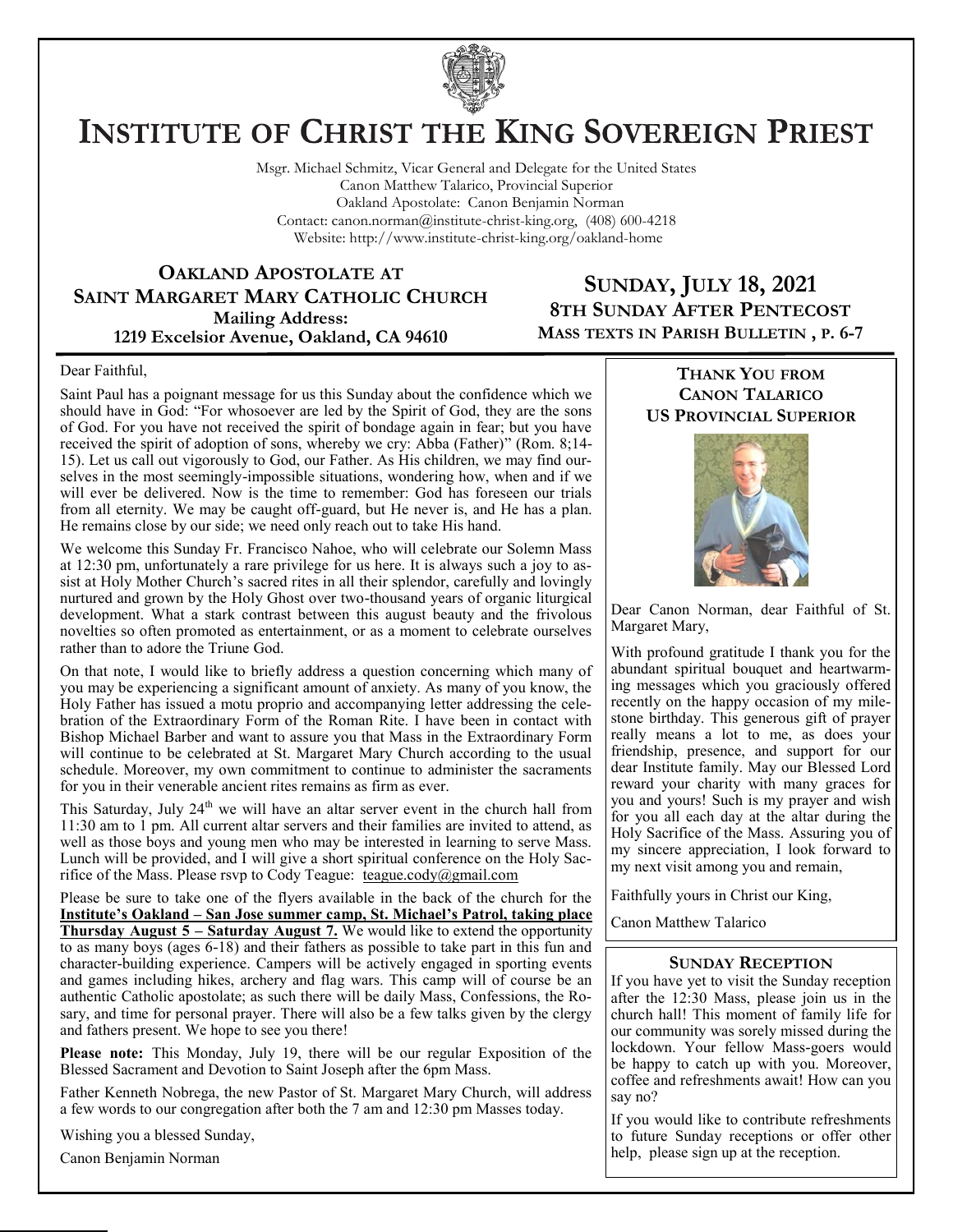# Institute of Christ the King Sovereign Priest

Msgr. Michael Schmitz, Vicar General and Delegate for the United States
Canon Matthew Talarico, Provincial Superior
Oakland Apostolate: Canon Benjamin Norman
Contact: canon.norman@institute-christ-king.org, (408) 600-4218
Website: http://www.institute-christ-king.org/oakland-home

## Oakland Apostolate at Saint Margaret Mary Catholic Church

**Mailing Address:**
**1219 Excelsior Avenue, Oakland, CA 94610**

## Sunday, July 18, 2021

### 8th Sunday After Pentecost

**Mass texts in Parish Bulletin , p. 6-7**

Dear Faithful,

Saint Paul has a poignant message for us this Sunday about the confidence which we should have in God: "For whosoever are led by the Spirit of God, they are the sons of God. For you have not received the spirit of bondage again in fear; but you have received the spirit of adoption of sons, whereby we cry: Abba (Father)" (Rom. 8;14-15). Let us call out vigorously to God, our Father. As His children, we may find ourselves in the most seemingly-impossible situations, wondering how, when and if we will ever be delivered. Now is the time to remember: God has foreseen our trials from all eternity. We may be caught off-guard, but He never is, and He has a plan. He remains close by our side; we need only reach out to take His hand.

We welcome this Sunday Fr. Francisco Nahoe, who will celebrate our Solemn Mass at 12:30 pm, unfortunately a rare privilege for us here. It is always such a joy to assist at Holy Mother Church's sacred rites in all their splendor, carefully and lovingly nurtured and grown by the Holy Ghost over two-thousand years of organic liturgical development. What a stark contrast between this august beauty and the frivolous novelties so often promoted as entertainment, or as a moment to celebrate ourselves rather than to adore the Triune God.

On that note, I would like to briefly address a question concerning which many of you may be experiencing a significant amount of anxiety. As many of you know, the Holy Father has issued a motu proprio and accompanying letter addressing the celebration of the Extraordinary Form of the Roman Rite. I have been in contact with Bishop Michael Barber and want to assure you that Mass in the Extraordinary Form will continue to be celebrated at St. Margaret Mary Church according to the usual schedule. Moreover, my own commitment to continue to administer the sacraments for you in their venerable ancient rites remains as firm as ever.

This Saturday, July 24th we will have an altar server event in the church hall from 11:30 am to 1 pm. All current altar servers and their families are invited to attend, as well as those boys and young men who may be interested in learning to serve Mass. Lunch will be provided, and I will give a short spiritual conference on the Holy Sacrifice of the Mass. Please rsvp to Cody Teague: teague.cody@gmail.com

Please be sure to take one of the flyers available in the back of the church for the **Institute's Oakland – San Jose summer camp, St. Michael's Patrol, taking place Thursday August 5 – Saturday August 7.** We would like to extend the opportunity to as many boys (ages 6-18) and their fathers as possible to take part in this fun and character-building experience. Campers will be actively engaged in sporting events and games including hikes, archery and flag wars. This camp will of course be an authentic Catholic apostolate; as such there will be daily Mass, Confessions, the Rosary, and time for personal prayer. There will also be a few talks given by the clergy and fathers present. We hope to see you there!

**Please note:** This Monday, July 19, there will be our regular Exposition of the Blessed Sacrament and Devotion to Saint Joseph after the 6pm Mass.

Father Kenneth Nobrega, the new Pastor of St. Margaret Mary Church, will address a few words to our congregation after both the 7 am and 12:30 pm Masses today.

Wishing you a blessed Sunday,

Canon Benjamin Norman

### Thank You from Canon Talarico US Provincial Superior

Dear Canon Norman, dear Faithful of St. Margaret Mary,

With profound gratitude I thank you for the abundant spiritual bouquet and heartwarming messages which you graciously offered recently on the happy occasion of my milestone birthday. This generous gift of prayer really means a lot to me, as does your friendship, presence, and support for our dear Institute family. May our Blessed Lord reward your charity with many graces for you and yours! Such is my prayer and wish for you all each day at the altar during the Holy Sacrifice of the Mass. Assuring you of my sincere appreciation, I look forward to my next visit among you and remain,

Faithfully yours in Christ our King,

Canon Matthew Talarico

### Sunday Reception

If you have yet to visit the Sunday reception after the 12:30 Mass, please join us in the church hall! This moment of family life for our community was sorely missed during the lockdown. Your fellow Mass-goers would be happy to catch up with you. Moreover, coffee and refreshments await! How can you say no?

If you would like to contribute refreshments to future Sunday receptions or offer other help, please sign up at the reception.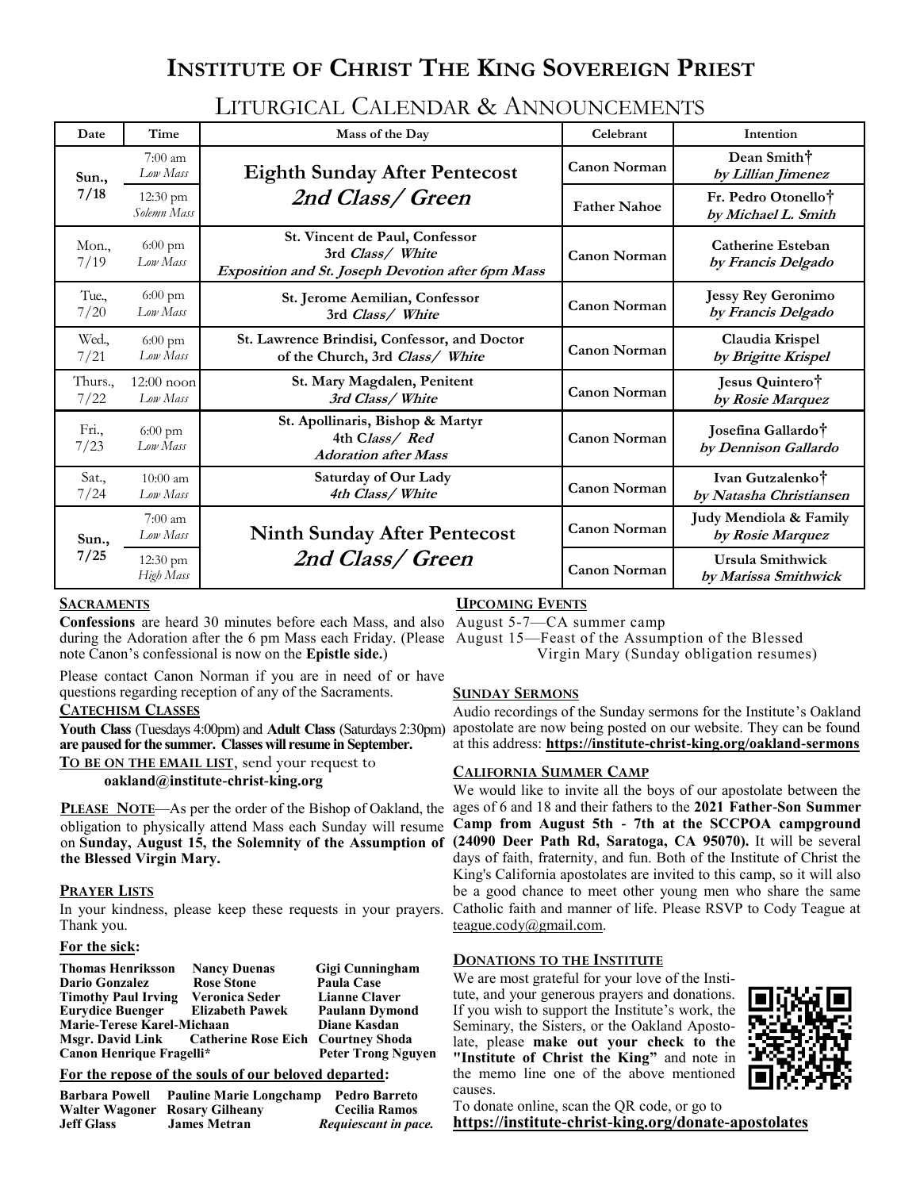# Institute of Christ The King Sovereign Priest

## Liturgical Calendar & Announcements

| Date | Time | Mass of the Day | Celebrant | Intention |
|---|---|---|---|---|
| **Sun., 7/18** | 7:00 am *Low Mass* | **Eighth Sunday After Pentecost** ***2nd Class/ Green*** | **Canon Norman** | **Dean Smith†** ***by Lillian Jimenez*** |
| | 12:30 pm *Solemn Mass* | | **Father Nahoe** | **Fr. Pedro Otonello†** ***by Michael L. Smith*** |
| Mon., 7/19 | 6:00 pm *Low Mass* | **St. Vincent de Paul, Confessor** **3rd *Class/ White*** ***Exposition and St. Joseph Devotion after 6pm Mass*** | **Canon Norman** | **Catherine Esteban** ***by Francis Delgado*** |
| Tue., 7/20 | 6:00 pm *Low Mass* | **St. Jerome Aemilian, Confessor** **3rd *Class/ White*** | **Canon Norman** | **Jessy Rey Geronimo** ***by Francis Delgado*** |
| Wed., 7/21 | 6:00 pm *Low Mass* | **St. Lawrence Brindisi, Confessor, and Doctor of the Church, 3rd *Class/ White*** | **Canon Norman** | **Claudia Krispel** ***by Brigitte Krispel*** |
| Thurs., 7/22 | 12:00 noon *Low Mass* | **St. Mary Magdalen, Penitent** ***3rd Class/ White*** | **Canon Norman** | **Jesus Quintero†** ***by Rosie Marquez*** |
| Fri., 7/23 | 6:00 pm *Low Mass* | **St. Apollinaris, Bishop & Martyr** **4th *Class/ Red*** ***Adoration after Mass*** | **Canon Norman** | **Josefina Gallardo†** ***by Dennison Gallardo*** |
| Sat., 7/24 | 10:00 am *Low Mass* | **Saturday of Our Lady** ***4th Class/ White*** | **Canon Norman** | **Ivan Gutzalenko†** ***by Natasha Christiansen*** |
| **Sun., 7/25** | 7:00 am *Low Mass* | **Ninth Sunday After Pentecost** ***2nd Class/ Green*** | **Canon Norman** | **Judy Mendiola & Family** ***by Rosie Marquez*** |
| | 12:30 pm *High Mass* | | **Canon Norman** | **Ursula Smithwick** ***by Marissa Smithwick*** |

### Sacraments

**Confessions** are heard 30 minutes before each Mass, and also during the Adoration after the 6 pm Mass each Friday. (Please note Canon's confessional is now on the **Epistle side.**)

Please contact Canon Norman if you are in need of or have questions regarding reception of any of the Sacraments.

### Catechism Classes

**Youth Class** (Tuesdays 4:00pm) and **Adult Class** (Saturdays 2:30pm) **are paused for the summer. Classes will resume in September.**

**To be on the email list**, send your request to **oakland@institute-christ-king.org**

**Please Note**—As per the order of the Bishop of Oakland, the obligation to physically attend Mass each Sunday will resume on **Sunday, August 15, the Solemnity of the Assumption of the Blessed Virgin Mary.**

### Prayer Lists

In your kindness, please keep these requests in your prayers. Thank you.

**For the sick:**

**Thomas Henriksson, Nancy Duenas, Gigi Cunningham, Dario Gonzalez, Rose Stone, Paula Case, Timothy Paul Irving, Veronica Seder, Lianne Claver, Eurydice Buenger, Elizabeth Pawek, Paulann Dymond, Marie-Terese Karel-Michaan, Diane Kasdan, Msgr. David Link, Catherine Rose Eich, Courtney Shoda, Canon Henrique Fragelli*, Peter Trong Nguyen**

**For the repose of the souls of our beloved departed:**

**Barbara Powell, Pauline Marie Longchamp, Pedro Barreto, Walter Wagoner, Rosary Gilheany, Cecilia Ramos, Jeff Glass, James Metran** ***Requiescant in pace.***

### Upcoming Events

August 5-7—CA summer camp
August 15—Feast of the Assumption of the Blessed Virgin Mary (Sunday obligation resumes)

### Sunday Sermons

Audio recordings of the Sunday sermons for the Institute's Oakland apostolate are now being posted on our website. They can be found at this address: **https://institute-christ-king.org/oakland-sermons**

### California Summer Camp

We would like to invite all the boys of our apostolate between the ages of 6 and 18 and their fathers to the **2021 Father-Son Summer Camp from August 5th - 7th at the SCCPOA campground (24090 Deer Path Rd, Saratoga, CA 95070).** It will be several days of faith, fraternity, and fun. Both of the Institute of Christ the King's California apostolates are invited to this camp, so it will also be a good chance to meet other young men who share the same Catholic faith and manner of life. Please RSVP to Cody Teague at teague.cody@gmail.com.

### Donations to the Institute

We are most grateful for your love of the Institute, and your generous prayers and donations. If you wish to support the Institute's work, the Seminary, the Sisters, or the Oakland Apostolate, please **make out your check to the "Institute of Christ the King"** and note in the memo line one of the above mentioned causes.

To donate online, scan the QR code, or go to **https://institute-christ-king.org/donate-apostolates**